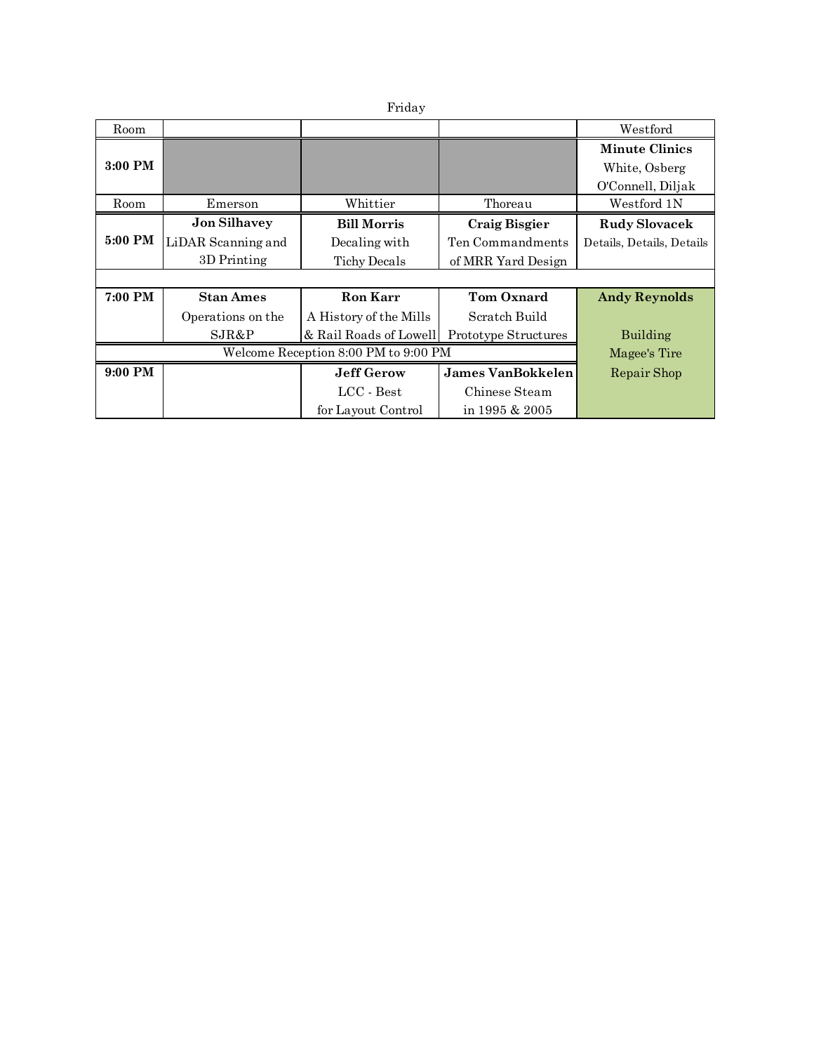Friday

| Room | | | | Westford |
|---|---|---|---|---|
| **3:00 PM** | | | | **Minute Clinics** White, Osberg O'Connell, Diljak |
| Room | Emerson | Whittier | Thoreau | Westford 1N |
| **5:00 PM** | **Jon Silhavey** LiDAR Scanning and 3D Printing | **Bill Morris** Decaling with Tichy Decals | **Craig Bisgier** Ten Commandments of MRR Yard Design | **Rudy Slovacek** Details, Details, Details |
| | | | | |
| **7:00 PM** | **Stan Ames** Operations on the SJR&P | **Ron Karr** A History of the Mills & Rail Roads of Lowell | **Tom Oxnard** Scratch Build Prototype Structures | **Andy Reynolds** Building Magee's Tire Repair Shop |
| Welcome Reception 8:00 PM to 9:00 PM | | | | |
| **9:00 PM** | | **Jeff Gerow** LCC - Best for Layout Control | **James VanBokkelen** Chinese Steam in 1995 & 2005 | |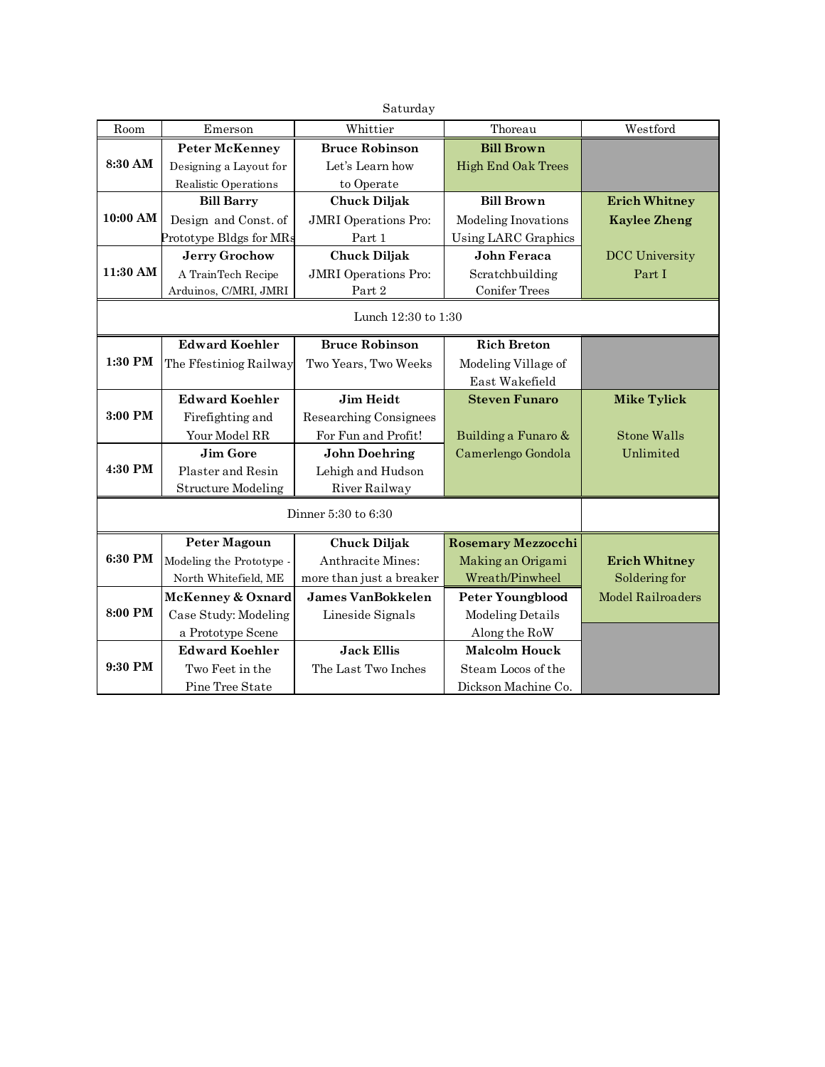Saturday

| Room | Emerson | Whittier | Thoreau | Westford |
|---|---|---|---|---|
| **8:30 AM** | **Peter McKenney** Designing a Layout for Realistic Operations | **Bruce Robinson** Let's Learn how to Operate | **Bill Brown** High End Oak Trees | |
| **10:00 AM** | **Bill Barry** Design and Const. of Prototype Bldgs for MRs | **Chuck Diljak** JMRI Operations Pro: Part 1 | **Bill Brown** Modeling Inovations Using LARC Graphics | **Erich Whitney** **Kaylee Zheng** DCC University Part I |
| **11:30 AM** | **Jerry Grochow** A TrainTech Recipe Arduinos, C/MRI, JMRI | **Chuck Diljak** JMRI Operations Pro: Part 2 | **John Feraca** Scratchbuilding Conifer Trees | |
| Lunch 12:30 to 1:30 | | | | |
| **1:30 PM** | **Edward Koehler** The Ffestiniog Railway | **Bruce Robinson** Two Years, Two Weeks | **Rich Breton** Modeling Village of East Wakefield | |
| **3:00 PM** | **Edward Koehler** Firefighting and Your Model RR | **Jim Heidt** Researching Consignees For Fun and Profit! | **Steven Funaro** Building a Funaro & Camerlengo Gondola | **Mike Tylick** Stone Walls Unlimited |
| **4:30 PM** | **Jim Gore** Plaster and Resin Structure Modeling | **John Doehring** Lehigh and Hudson River Railway | | |
| Dinner 5:30 to 6:30 | | | | |
| **6:30 PM** | **Peter Magoun** Modeling the Prototype - North Whitefield, ME | **Chuck Diljak** Anthracite Mines: more than just a breaker | **Rosemary Mezzocchi** Making an Origami Wreath/Pinwheel | **Erich Whitney** Soldering for Model Railroaders |
| **8:00 PM** | **McKenney & Oxnard** Case Study: Modeling a Prototype Scene | **James VanBokkelen** Lineside Signals | **Peter Youngblood** Modeling Details Along the RoW | |
| **9:30 PM** | **Edward Koehler** Two Feet in the Pine Tree State | **Jack Ellis** The Last Two Inches | **Malcolm Houck** Steam Locos of the Dickson Machine Co. | |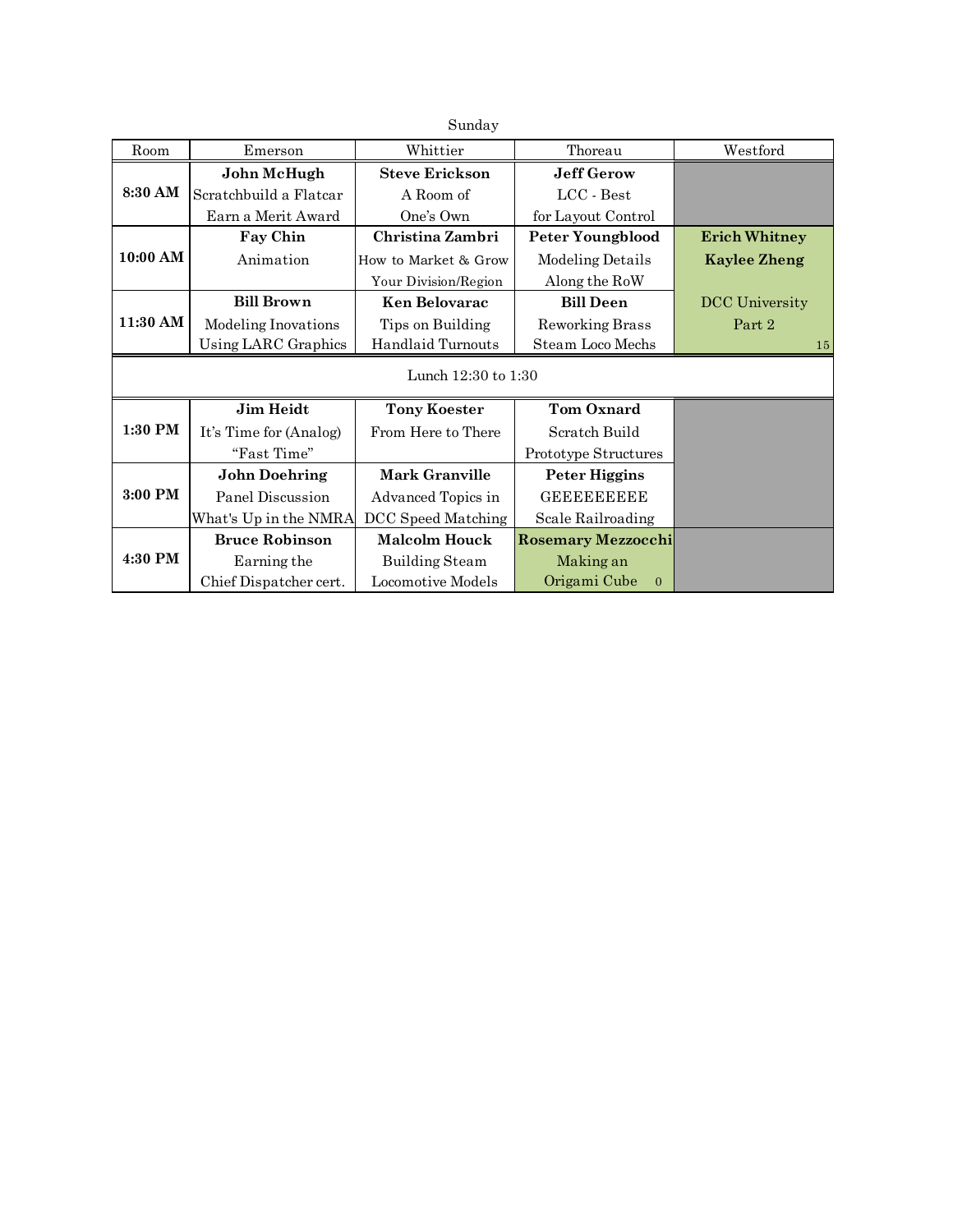Sunday

| Room | Emerson | Whittier | Thoreau | Westford |
|---|---|---|---|---|
| **8:30 AM** | **John McHugh** Scratchbuild a Flatcar Earn a Merit Award | **Steve Erickson** A Room of One's Own | **Jeff Gerow** LCC - Best for Layout Control | |
| **10:00 AM** | **Fay Chin** Animation | **Christina Zambri** How to Market & Grow Your Division/Region | **Peter Youngblood** Modeling Details Along the RoW | **Erich Whitney** **Kaylee Zheng** |
| **11:30 AM** | **Bill Brown** Modeling Inovations Using LARC Graphics | **Ken Belovarac** Tips on Building Handlaid Turnouts | **Bill Deen** Reworking Brass Steam Loco Mechs | DCC University Part 2 15 |
| Lunch 12:30 to 1:30 | | | | |
| **1:30 PM** | **Jim Heidt** It's Time for (Analog) "Fast Time" | **Tony Koester** From Here to There | **Tom Oxnard** Scratch Build Prototype Structures | |
| **3:00 PM** | **John Doehring** Panel Discussion What's Up in the NMRA | **Mark Granville** Advanced Topics in DCC Speed Matching | **Peter Higgins** GEEEEEEEEE Scale Railroading | |
| **4:30 PM** | **Bruce Robinson** Earning the Chief Dispatcher cert. | **Malcolm Houck** Building Steam Locomotive Models | **Rosemary Mezzocchi** Making an Origami Cube 0 | |